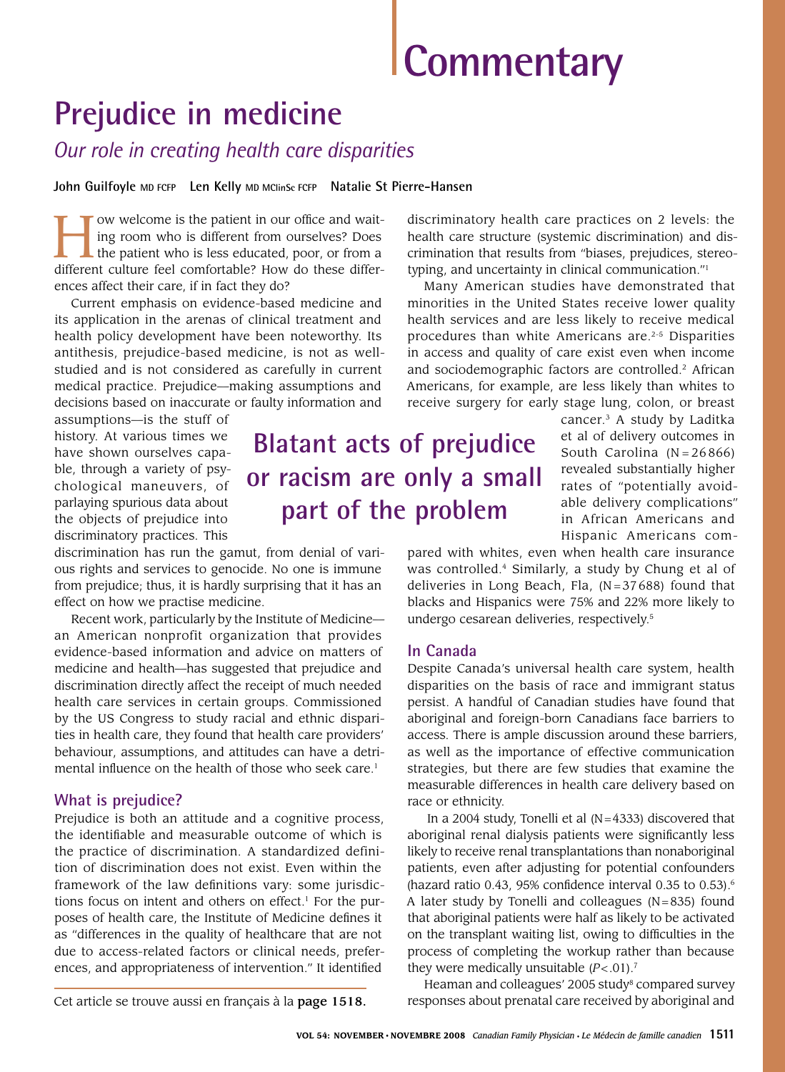# Commentary

# Prejudice in medicine

## *Our role in creating health care disparities*

**John Guilfoyle** MD FCFP **Len Kelly** MD MClinSc FCFP **Natalie St Pierre-Hansen**

How welcome is the patient in our office and waiting room who is different from ourselves? Does the patient who is less educated, poor, or from a different culture feel comfortable? How do these differences affect their care, if in fact they do?

Current emphasis on evidence-based medicine and its application in the arenas of clinical treatment and health policy development have been noteworthy. Its antithesis, prejudice-based medicine, is not as well-studied and is not considered as carefully in current medical practice. Prejudice—making assumptions and decisions based on inaccurate or faulty information and assumptions—is the stuff of history. At various times we have shown ourselves capable, through a variety of psychological maneuvers, of parlaying spurious data about the objects of prejudice into discriminatory practices. This discrimination has run the gamut, from denial of various rights and services to genocide. No one is immune from prejudice; thus, it is hardly surprising that it has an effect on how we practise medicine.

Recent work, particularly by the Institute of Medicine—an American nonprofit organization that provides evidence-based information and advice on matters of medicine and health—has suggested that prejudice and discrimination directly affect the receipt of much needed health care services in certain groups. Commissioned by the US Congress to study racial and ethnic disparities in health care, they found that health care providers' behaviour, assumptions, and attitudes can have a detrimental influence on the health of those who seek care.[1]

### What is prejudice?

Prejudice is both an attitude and a cognitive process, the identifiable and measurable outcome of which is the practice of discrimination. A standardized definition of discrimination does not exist. Even within the framework of the law definitions vary: some jurisdictions focus on intent and others on effect.[1] For the purposes of health care, the Institute of Medicine defines it as "differences in the quality of healthcare that are not due to access-related factors or clinical needs, preferences, and appropriateness of intervention." It identified discriminatory health care practices on 2 levels: the health care structure (systemic discrimination) and discrimination that results from "biases, prejudices, stereotyping, and uncertainty in clinical communication."[1]

Many American studies have demonstrated that minorities in the United States receive lower quality health services and are less likely to receive medical procedures than white Americans are.[2-5] Disparities in access and quality of care exist even when income and sociodemographic factors are controlled.[2] African Americans, for example, are less likely than whites to receive surgery for early stage lung, colon, or breast cancer.[3] A study by Laditka et al of delivery outcomes in South Carolina (N = 26 866) revealed substantially higher rates of "potentially avoidable delivery complications" in African Americans and Hispanic Americans compared with whites, even when health care insurance was controlled.[4] Similarly, a study by Chung et al of deliveries in Long Beach, Fla, (N = 37 688) found that blacks and Hispanics were 75% and 22% more likely to undergo cesarean deliveries, respectively.[5]

**Blatant acts of prejudice or racism are only a small part of the problem**

### In Canada

Despite Canada's universal health care system, health disparities on the basis of race and immigrant status persist. A handful of Canadian studies have found that aboriginal and foreign-born Canadians face barriers to access. There is ample discussion around these barriers, as well as the importance of effective communication strategies, but there are few studies that examine the measurable differences in health care delivery based on race or ethnicity.

In a 2004 study, Tonelli et al (N = 4333) discovered that aboriginal renal dialysis patients were significantly less likely to receive renal transplantations than nonaboriginal patients, even after adjusting for potential confounders (hazard ratio 0.43, 95% confidence interval 0.35 to 0.53).[6] A later study by Tonelli and colleagues (N = 835) found that aboriginal patients were half as likely to be activated on the transplant waiting list, owing to difficulties in the process of completing the workup rather than because they were medically unsuitable ($P < .01$).[7]

Heaman and colleagues' 2005 study[8] compared survey responses about prenatal care received by aboriginal and

Cet article se trouve aussi en français à la **page 1518.**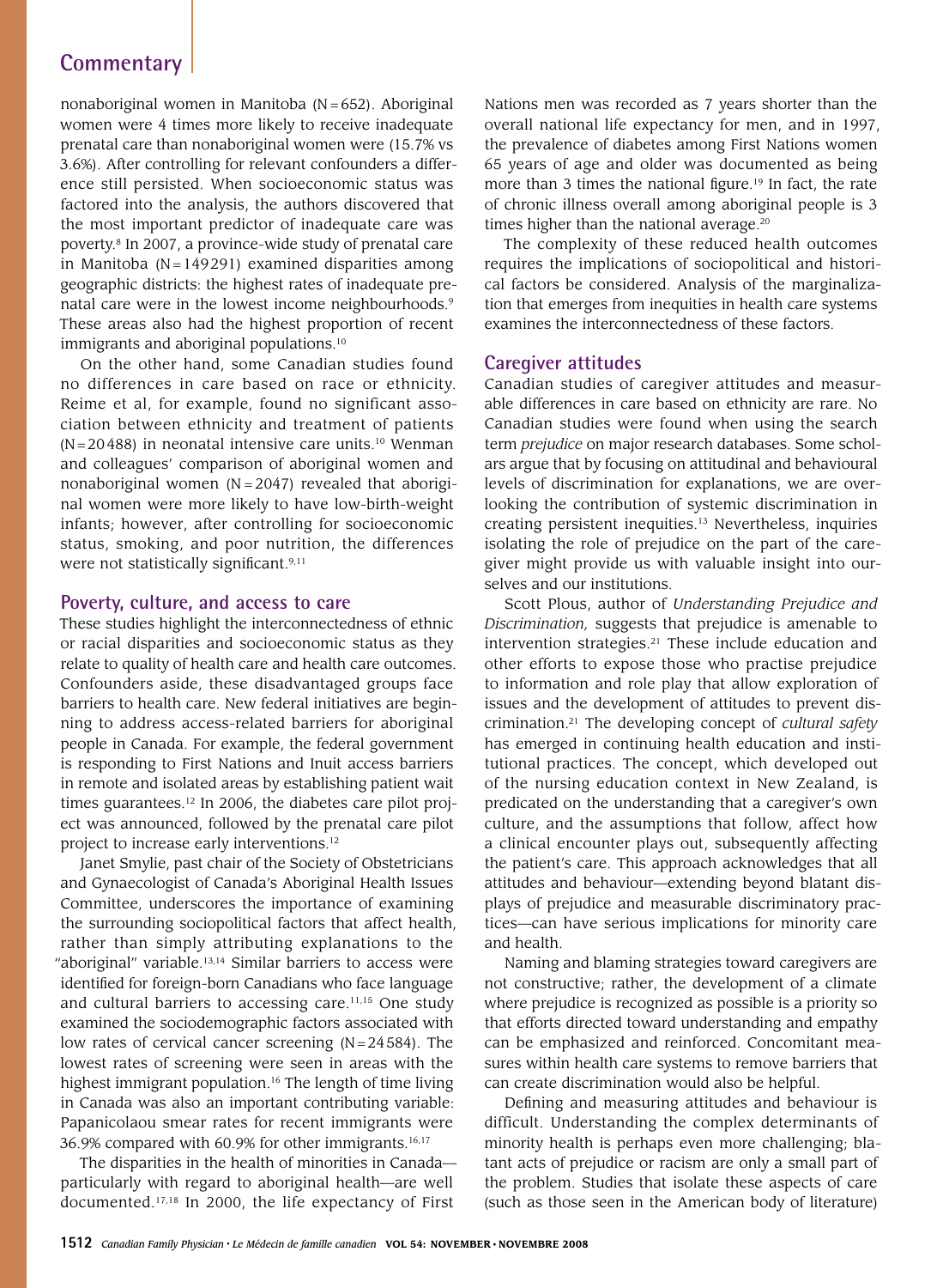nonaboriginal women in Manitoba (N = 652). Aboriginal women were 4 times more likely to receive inadequate prenatal care than nonaboriginal women were (15.7% vs 3.6%). After controlling for relevant confounders a difference still persisted. When socioeconomic status was factored into the analysis, the authors discovered that the most important predictor of inadequate care was poverty.[8] In 2007, a province-wide study of prenatal care in Manitoba (N = 149 291) examined disparities among geographic districts: the highest rates of inadequate prenatal care were in the lowest income neighbourhoods.[9] These areas also had the highest proportion of recent immigrants and aboriginal populations.[10]

On the other hand, some Canadian studies found no differences in care based on race or ethnicity. Reime et al, for example, found no significant association between ethnicity and treatment of patients (N = 20 488) in neonatal intensive care units.[10] Wenman and colleagues' comparison of aboriginal women and nonaboriginal women (N = 2047) revealed that aboriginal women were more likely to have low-birth-weight infants; however, after controlling for socioeconomic status, smoking, and poor nutrition, the differences were not statistically significant.[9,11]

## Poverty, culture, and access to care

These studies highlight the interconnectedness of ethnic or racial disparities and socioeconomic status as they relate to quality of health care and health care outcomes. Confounders aside, these disadvantaged groups face barriers to health care. New federal initiatives are beginning to address access-related barriers for aboriginal people in Canada. For example, the federal government is responding to First Nations and Inuit access barriers in remote and isolated areas by establishing patient wait times guarantees.[12] In 2006, the diabetes care pilot project was announced, followed by the prenatal care pilot project to increase early interventions.[12]

Janet Smylie, past chair of the Society of Obstetricians and Gynaecologist of Canada's Aboriginal Health Issues Committee, underscores the importance of examining the surrounding sociopolitical factors that affect health, rather than simply attributing explanations to the "aboriginal" variable.[13,14] Similar barriers to access were identified for foreign-born Canadians who face language and cultural barriers to accessing care.[11,15] One study examined the sociodemographic factors associated with low rates of cervical cancer screening (N = 24 584). The lowest rates of screening were seen in areas with the highest immigrant population.[16] The length of time living in Canada was also an important contributing variable: Papanicolaou smear rates for recent immigrants were 36.9% compared with 60.9% for other immigrants.[16,17]

The disparities in the health of minorities in Canada—particularly with regard to aboriginal health—are well documented.[17,18] In 2000, the life expectancy of First Nations men was recorded as 7 years shorter than the overall national life expectancy for men, and in 1997, the prevalence of diabetes among First Nations women 65 years of age and older was documented as being more than 3 times the national figure.[19] In fact, the rate of chronic illness overall among aboriginal people is 3 times higher than the national average.[20]

The complexity of these reduced health outcomes requires the implications of sociopolitical and historical factors be considered. Analysis of the marginalization that emerges from inequities in health care systems examines the interconnectedness of these factors.

## Caregiver attitudes

Canadian studies of caregiver attitudes and measurable differences in care based on ethnicity are rare. No Canadian studies were found when using the search term *prejudice* on major research databases. Some scholars argue that by focusing on attitudinal and behavioural levels of discrimination for explanations, we are overlooking the contribution of systemic discrimination in creating persistent inequities.[13] Nevertheless, inquiries isolating the role of prejudice on the part of the caregiver might provide us with valuable insight into ourselves and our institutions.

Scott Plous, author of *Understanding Prejudice and Discrimination,* suggests that prejudice is amenable to intervention strategies.[21] These include education and other efforts to expose those who practise prejudice to information and role play that allow exploration of issues and the development of attitudes to prevent discrimination.[21] The developing concept of *cultural safety* has emerged in continuing health education and institutional practices. The concept, which developed out of the nursing education context in New Zealand, is predicated on the understanding that a caregiver's own culture, and the assumptions that follow, affect how a clinical encounter plays out, subsequently affecting the patient's care. This approach acknowledges that all attitudes and behaviour—extending beyond blatant displays of prejudice and measurable discriminatory practices—can have serious implications for minority care and health.

Naming and blaming strategies toward caregivers are not constructive; rather, the development of a climate where prejudice is recognized as possible is a priority so that efforts directed toward understanding and empathy can be emphasized and reinforced. Concomitant measures within health care systems to remove barriers that can create discrimination would also be helpful.

Defining and measuring attitudes and behaviour is difficult. Understanding the complex determinants of minority health is perhaps even more challenging; blatant acts of prejudice or racism are only a small part of the problem. Studies that isolate these aspects of care (such as those seen in the American body of literature)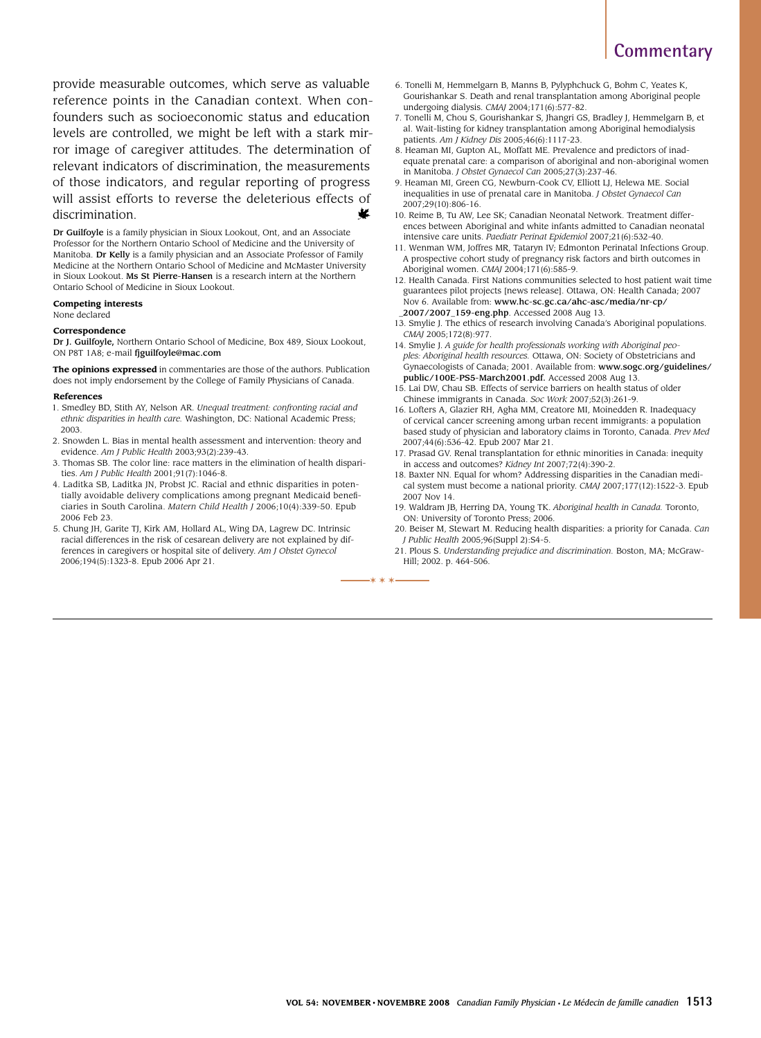provide measurable outcomes, which serve as valuable reference points in the Canadian context. When confounders such as socioeconomic status and education levels are controlled, we might be left with a stark mirror image of caregiver attitudes. The determination of relevant indicators of discrimination, the measurements of those indicators, and regular reporting of progress will assist efforts to reverse the deleterious effects of discrimination.

**Dr Guilfoyle** is a family physician in Sioux Lookout, Ont, and an Associate Professor for the Northern Ontario School of Medicine and the University of Manitoba. **Dr Kelly** is a family physician and an Associate Professor of Family Medicine at the Northern Ontario School of Medicine and McMaster University in Sioux Lookout. **Ms St Pierre-Hansen** is a research intern at the Northern Ontario School of Medicine in Sioux Lookout.

**Competing interests**

None declared

**Correspondence**

**Dr J. Guilfoyle,** Northern Ontario School of Medicine, Box 489, Sioux Lookout, ON P8T 1A8; e-mail **fjguilfoyle@mac.com**

**The opinions expressed** in commentaries are those of the authors. Publication does not imply endorsement by the College of Family Physicians of Canada.

**References**

1. Smedley BD, Stith AY, Nelson AR. *Unequal treatment: confronting racial and ethnic disparities in health care.* Washington, DC: National Academic Press; 2003.
2. Snowden L. Bias in mental health assessment and intervention: theory and evidence. *Am J Public Health* 2003;93(2):239-43.
3. Thomas SB. The color line: race matters in the elimination of health disparities. *Am J Public Health* 2001;91(7):1046-8.
4. Laditka SB, Laditka JN, Probst JC. Racial and ethnic disparities in potentially avoidable delivery complications among pregnant Medicaid beneficiaries in South Carolina. *Matern Child Health J* 2006;10(4):339-50. Epub 2006 Feb 23.
5. Chung JH, Garite TJ, Kirk AM, Hollard AL, Wing DA, Lagrew DC. Intrinsic racial differences in the risk of cesarean delivery are not explained by differences in caregivers or hospital site of delivery. *Am J Obstet Gynecol* 2006;194(5):1323-8. Epub 2006 Apr 21.
6. Tonelli M, Hemmelgarn B, Manns B, Pylyphchuck G, Bohm C, Yeates K, Gourishankar S. Death and renal transplantation among Aboriginal people undergoing dialysis. *CMAJ* 2004;171(6):577-82.
7. Tonelli M, Chou S, Gourishankar S, Jhangri GS, Bradley J, Hemmelgarn B, et al. Wait-listing for kidney transplantation among Aboriginal hemodialysis patients. *Am J Kidney Dis* 2005;46(6):1117-23.
8. Heaman MI, Gupton AL, Moffatt ME. Prevalence and predictors of inadequate prenatal care: a comparison of aboriginal and non-aboriginal women in Manitoba. *J Obstet Gynaecol Can* 2005;27(3):237-46.
9. Heaman MI, Green CG, Newburn-Cook CV, Elliott LJ, Helewa ME. Social inequalities in use of prenatal care in Manitoba. *J Obstet Gynaecol Can* 2007;29(10):806-16.
10. Reime B, Tu AW, Lee SK; Canadian Neonatal Network. Treatment differences between Aboriginal and white infants admitted to Canadian neonatal intensive care units. *Paediatr Perinat Epidemiol* 2007;21(6):532-40.
11. Wenman WM, Joffres MR, Tataryn IV; Edmonton Perinatal Infections Group. A prospective cohort study of pregnancy risk factors and birth outcomes in Aboriginal women. *CMAJ* 2004;171(6):585-9.
12. Health Canada. First Nations communities selected to host patient wait time guarantees pilot projects [news release]. Ottawa, ON: Health Canada; 2007 Nov 6. Available from: **www.hc-sc.gc.ca/ahc-asc/media/nr-cp/_2007/2007_159-eng.php**. Accessed 2008 Aug 13.
13. Smylie J. The ethics of research involving Canada's Aboriginal populations. *CMAJ* 2005;172(8):977.
14. Smylie J. *A guide for health professionals working with Aboriginal peoples: Aboriginal health resources.* Ottawa, ON: Society of Obstetricians and Gynaecologists of Canada; 2001. Available from: **www.sogc.org/guidelines/public/100E-PS5-March2001.pdf.** Accessed 2008 Aug 13.
15. Lai DW, Chau SB. Effects of service barriers on health status of older Chinese immigrants in Canada. *Soc Work* 2007;52(3):261-9.
16. Lofters A, Glazier RH, Agha MM, Creatore MI, Moineddin R. Inadequacy of cervical cancer screening among urban recent immigrants: a population based study of physician and laboratory claims in Toronto, Canada. *Prev Med* 2007;44(6):536-42. Epub 2007 Mar 21.
17. Prasad GV. Renal transplantation for ethnic minorities in Canada: inequity in access and outcomes? *Kidney Int* 2007;72(4):390-2.
18. Baxter NN. Equal for whom? Addressing disparities in the Canadian medical system must become a national priority. *CMAJ* 2007;177(12):1522-3. Epub 2007 Nov 14.
19. Waldram JB, Herring DA, Young TK. *Aboriginal health in Canada.* Toronto, ON: University of Toronto Press; 2006.
20. Beiser M, Stewart M. Reducing health disparities: a priority for Canada. *Can J Public Health* 2005;96(Suppl 2):S4-5.
21. Plous S. *Understanding prejudice and discrimination.* Boston, MA; McGraw-Hill; 2002. p. 464-506.